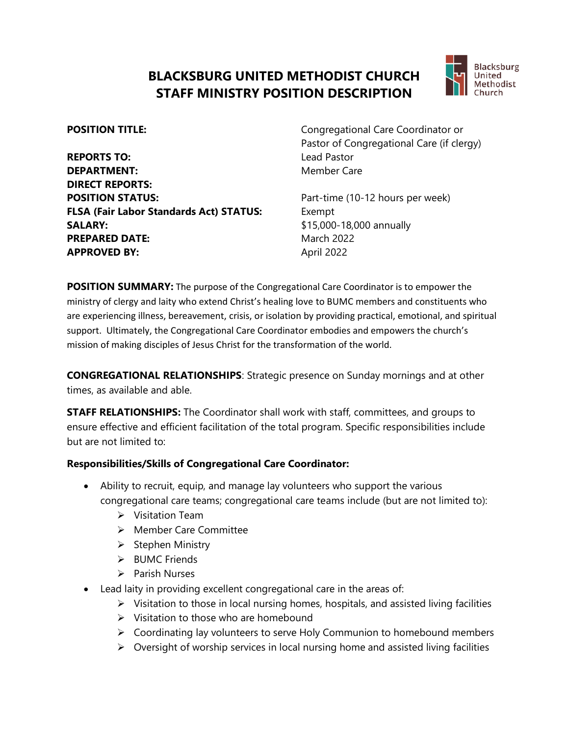# BLACKSBURG UNITED METHODIST CHURCH
# STAFF MINISTRY POSITION DESCRIPTION

| | |
|---|---|
| **POSITION TITLE:** | Congregational Care Coordinator or Pastor of Congregational Care (if clergy) |
| **REPORTS TO:** | Lead Pastor |
| **DEPARTMENT:** | Member Care |
| **DIRECT REPORTS:** | |
| **POSITION STATUS:** | Part-time (10-12 hours per week) |
| **FLSA (Fair Labor Standards Act) STATUS:** | Exempt |
| **SALARY:** | $15,000-18,000 annually |
| **PREPARED DATE:** | March 2022 |
| **APPROVED BY:** | April 2022 |

**POSITION SUMMARY:** The purpose of the Congregational Care Coordinator is to empower the ministry of clergy and laity who extend Christ's healing love to BUMC members and constituents who are experiencing illness, bereavement, crisis, or isolation by providing practical, emotional, and spiritual support. Ultimately, the Congregational Care Coordinator embodies and empowers the church's mission of making disciples of Jesus Christ for the transformation of the world.

**CONGREGATIONAL RELATIONSHIPS**: Strategic presence on Sunday mornings and at other times, as available and able.

**STAFF RELATIONSHIPS:** The Coordinator shall work with staff, committees, and groups to ensure effective and efficient facilitation of the total program. Specific responsibilities include but are not limited to:

**Responsibilities/Skills of Congregational Care Coordinator:**

- Ability to recruit, equip, and manage lay volunteers who support the various congregational care teams; congregational care teams include (but are not limited to):
  - Visitation Team
  - Member Care Committee
  - Stephen Ministry
  - BUMC Friends
  - Parish Nurses
- Lead laity in providing excellent congregational care in the areas of:
  - Visitation to those in local nursing homes, hospitals, and assisted living facilities
  - Visitation to those who are homebound
  - Coordinating lay volunteers to serve Holy Communion to homebound members
  - Oversight of worship services in local nursing home and assisted living facilities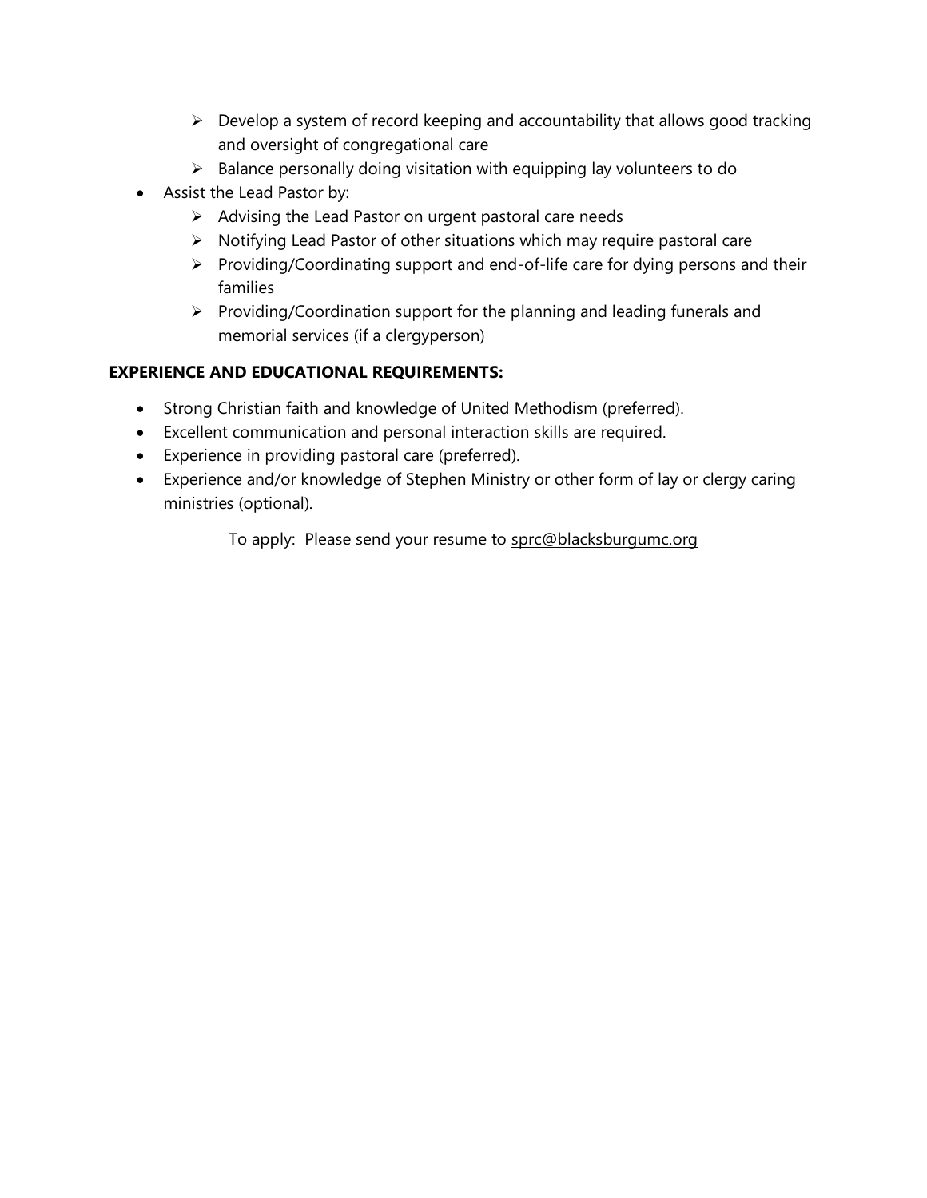- Develop a system of record keeping and accountability that allows good tracking and oversight of congregational care
  - Balance personally doing visitation with equipping lay volunteers to do
- Assist the Lead Pastor by:
  - Advising the Lead Pastor on urgent pastoral care needs
  - Notifying Lead Pastor of other situations which may require pastoral care
  - Providing/Coordinating support and end-of-life care for dying persons and their families
  - Providing/Coordination support for the planning and leading funerals and memorial services (if a clergyperson)

**EXPERIENCE AND EDUCATIONAL REQUIREMENTS:**

- Strong Christian faith and knowledge of United Methodism (preferred).
- Excellent communication and personal interaction skills are required.
- Experience in providing pastoral care (preferred).
- Experience and/or knowledge of Stephen Ministry or other form of lay or clergy caring ministries (optional).

To apply: Please send your resume to sprc@blacksburgumc.org